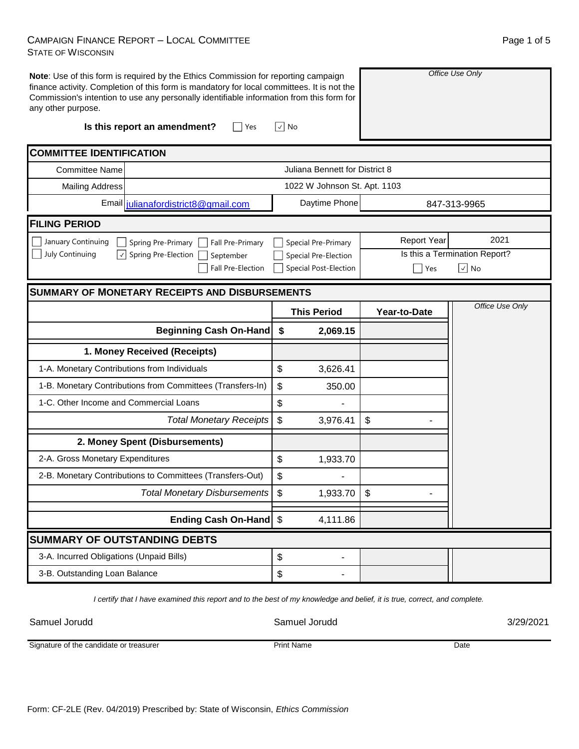# CAMPAIGN FINANCE REPORT – LOCAL COMMITTEE
STATE OF WISCONSIN

**Note**: Use of this form is required by the Ethics Commission for reporting campaign finance activity. Completion of this form is mandatory for local committees. It is not the Commission's intention to use any personally identifiable information from this form for any other purpose.

*Office Use Only*

**Is this report an amendment?** ☐ Yes ☑ No

## COMMITTEE IDENTIFICATION

| | |
|---|---|
| Committee Name | Juliana Bennett for District 8 |
| Mailing Address | 1022 W Johnson St. Apt. 1103 |
| Email | julianafordistrict8@gmail.com |
| Daytime Phone | 847-313-9965 |

## FILING PERIOD

☐ January Continuing ☐ July Continuing ☐ Spring Pre-Primary ☑ Spring Pre-Election ☐ Fall Pre-Primary ☐ September ☐ Fall Pre-Election ☐ Special Pre-Primary ☐ Special Pre-Election ☐ Special Post-Election

Report Year: 2021

Is this a Termination Report? ☐ Yes ☑ No

## SUMMARY OF MONETARY RECEIPTS AND DISBURSEMENTS

| | This Period | Year-to-Date |
|---|---|---|
| **Beginning Cash On-Hand** | **$ 2,069.15** | |
| **1. Money Received (Receipts)** | | |
| 1-A. Monetary Contributions from Individuals | $ 3,626.41 | |
| 1-B. Monetary Contributions from Committees (Transfers-In) | $ 350.00 | |
| 1-C. Other Income and Commercial Loans | $ - | |
| *Total Monetary Receipts* | $ 3,976.41 | $ - |
| **2. Money Spent (Disbursements)** | | |
| 2-A. Gross Monetary Expenditures | $ 1,933.70 | |
| 2-B. Monetary Contributions to Committees (Transfers-Out) | $ - | |
| *Total Monetary Disbursements* | $ 1,933.70 | $ - |
| **Ending Cash On-Hand** | $ 4,111.86 | |

*Office Use Only*

## SUMMARY OF OUTSTANDING DEBTS

| | |
|---|---|
| 3-A. Incurred Obligations (Unpaid Bills) | $ - |
| 3-B. Outstanding Loan Balance | $ - |

*I certify that I have examined this report and to the best of my knowledge and belief, it is true, correct, and complete.*

| Signature of the candidate or treasurer | Print Name | Date |
|---|---|---|
| Samuel Jorudd | Samuel Jorudd | 3/29/2021 |

Form: CF-2LE (Rev. 04/2019) Prescribed by: State of Wisconsin, *Ethics Commission*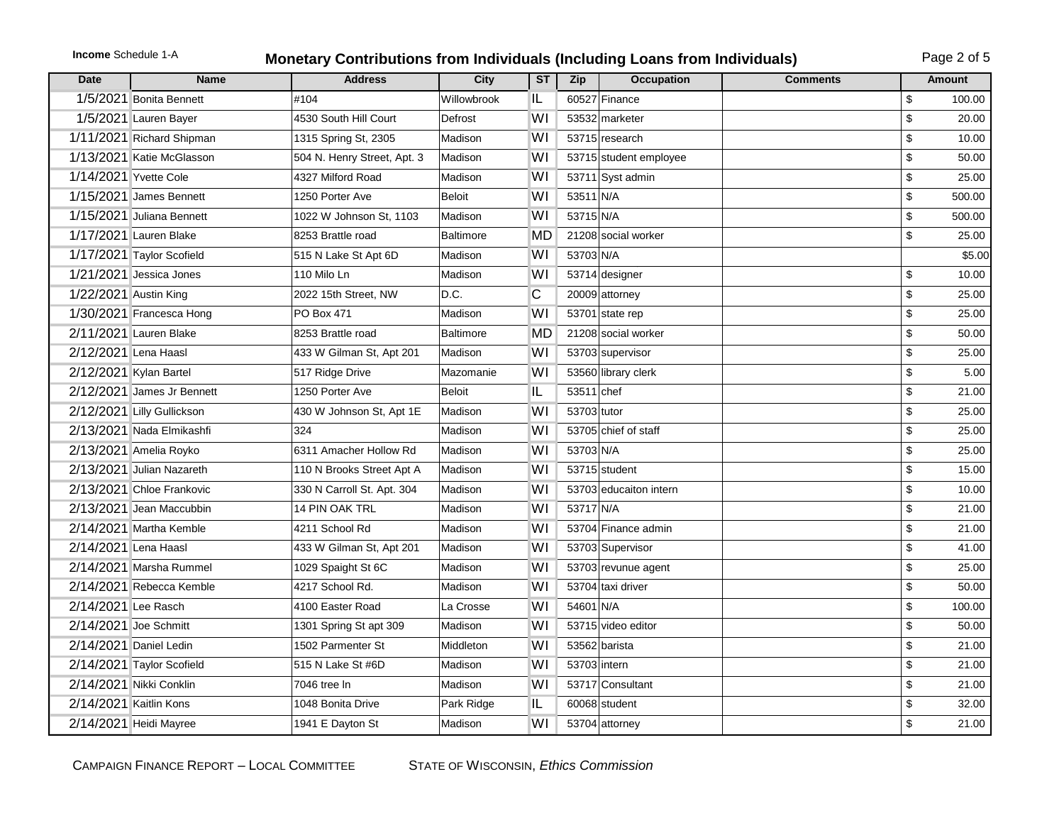**Income** Schedule 1-A

# Monetary Contributions from Individuals (Including Loans from Individuals)

| Date | Name | Address | City | ST | Zip | Occupation | Comments | Amount |
|---|---|---|---|---|---|---|---|---|
| 1/5/2021 | Bonita Bennett | #104 | Willowbrook | IL | 60527 | Finance | | $ 100.00 |
| 1/5/2021 | Lauren Bayer | 4530 South Hill Court | Defrost | WI | 53532 | marketer | | $ 20.00 |
| 1/11/2021 | Richard Shipman | 1315 Spring St, 2305 | Madison | WI | 53715 | research | | $ 10.00 |
| 1/13/2021 | Katie McGlasson | 504 N. Henry Street, Apt. 3 | Madison | WI | 53715 | student employee | | $ 50.00 |
| 1/14/2021 | Yvette Cole | 4327 Milford Road | Madison | WI | 53711 | Syst admin | | $ 25.00 |
| 1/15/2021 | James Bennett | 1250 Porter Ave | Beloit | WI | 53511 | N/A | | $ 500.00 |
| 1/15/2021 | Juliana Bennett | 1022 W Johnson St, 1103 | Madison | WI | 53715 | N/A | | $ 500.00 |
| 1/17/2021 | Lauren Blake | 8253 Brattle road | Baltimore | MD | 21208 | social worker | | $ 25.00 |
| 1/17/2021 | Taylor Scofield | 515 N Lake St Apt 6D | Madison | WI | 53703 | N/A | | $5.00 |
| 1/21/2021 | Jessica Jones | 110 Milo Ln | Madison | WI | 53714 | designer | | $ 10.00 |
| 1/22/2021 | Austin King | 2022 15th Street, NW | D.C. | C | 20009 | attorney | | $ 25.00 |
| 1/30/2021 | Francesca Hong | PO Box 471 | Madison | WI | 53701 | state rep | | $ 25.00 |
| 2/11/2021 | Lauren Blake | 8253 Brattle road | Baltimore | MD | 21208 | social worker | | $ 50.00 |
| 2/12/2021 | Lena Haasl | 433 W Gilman St, Apt 201 | Madison | WI | 53703 | supervisor | | $ 25.00 |
| 2/12/2021 | Kylan Bartel | 517 Ridge Drive | Mazomanie | WI | 53560 | library clerk | | $ 5.00 |
| 2/12/2021 | James Jr Bennett | 1250 Porter Ave | Beloit | IL | 53511 | chef | | $ 21.00 |
| 2/12/2021 | Lilly Gullickson | 430 W Johnson St, Apt 1E | Madison | WI | 53703 | tutor | | $ 25.00 |
| 2/13/2021 | Nada Elmikashfi | 324 | Madison | WI | 53705 | chief of staff | | $ 25.00 |
| 2/13/2021 | Amelia Royko | 6311 Amacher Hollow Rd | Madison | WI | 53703 | N/A | | $ 25.00 |
| 2/13/2021 | Julian Nazareth | 110 N Brooks Street Apt A | Madison | WI | 53715 | student | | $ 15.00 |
| 2/13/2021 | Chloe Frankovic | 330 N Carroll St. Apt. 304 | Madison | WI | 53703 | educaiton intern | | $ 10.00 |
| 2/13/2021 | Jean Maccubbin | 14 PIN OAK TRL | Madison | WI | 53717 | N/A | | $ 21.00 |
| 2/14/2021 | Martha Kemble | 4211 School Rd | Madison | WI | 53704 | Finance admin | | $ 21.00 |
| 2/14/2021 | Lena Haasl | 433 W Gilman St, Apt 201 | Madison | WI | 53703 | Supervisor | | $ 41.00 |
| 2/14/2021 | Marsha Rummel | 1029 Spaight St 6C | Madison | WI | 53703 | revunue agent | | $ 25.00 |
| 2/14/2021 | Rebecca Kemble | 4217 School Rd. | Madison | WI | 53704 | taxi driver | | $ 50.00 |
| 2/14/2021 | Lee Rasch | 4100 Easter Road | La Crosse | WI | 54601 | N/A | | $ 100.00 |
| 2/14/2021 | Joe Schmitt | 1301 Spring St apt 309 | Madison | WI | 53715 | video editor | | $ 50.00 |
| 2/14/2021 | Daniel Ledin | 1502 Parmenter St | Middleton | WI | 53562 | barista | | $ 21.00 |
| 2/14/2021 | Taylor Scofield | 515 N Lake St #6D | Madison | WI | 53703 | intern | | $ 21.00 |
| 2/14/2021 | Nikki Conklin | 7046 tree ln | Madison | WI | 53717 | Consultant | | $ 21.00 |
| 2/14/2021 | Kaitlin Kons | 1048 Bonita Drive | Park Ridge | IL | 60068 | student | | $ 32.00 |
| 2/14/2021 | Heidi Mayree | 1941 E Dayton St | Madison | WI | 53704 | attorney | | $ 21.00 |

CAMPAIGN FINANCE REPORT – LOCAL COMMITTEE STATE OF WISCONSIN, *Ethics Commission*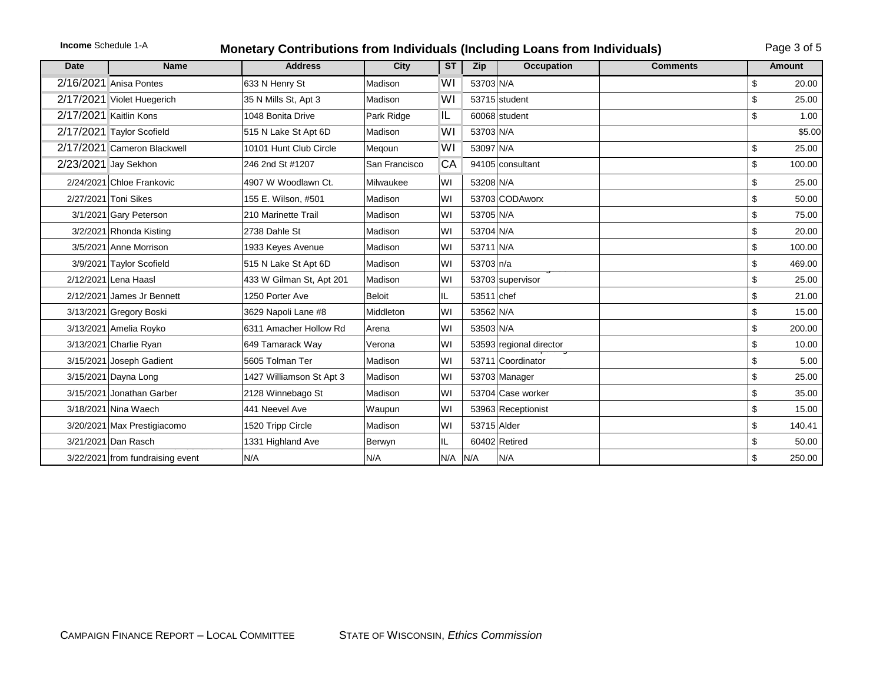**Income** Schedule 1-A

# Monetary Contributions from Individuals (Including Loans from Individuals)

| Date | Name | Address | City | ST | Zip | Occupation | Comments | Amount |
|---|---|---|---|---|---|---|---|---|
| 2/16/2021 | Anisa Pontes | 633 N Henry St | Madison | WI | 53703 | N/A | | $ 20.00 |
| 2/17/2021 | Violet Huegerich | 35 N Mills St, Apt 3 | Madison | WI | 53715 | student | | $ 25.00 |
| 2/17/2021 | Kaitlin Kons | 1048 Bonita Drive | Park Ridge | IL | 60068 | student | | $ 1.00 |
| 2/17/2021 | Taylor Scofield | 515 N Lake St Apt 6D | Madison | WI | 53703 | N/A | | $5.00 |
| 2/17/2021 | Cameron Blackwell | 10101 Hunt Club Circle | Meqoun | WI | 53097 | N/A | | $ 25.00 |
| 2/23/2021 | Jay Sekhon | 246 2nd St #1207 | San Francisco | CA | 94105 | consultant | | $ 100.00 |
| 2/24/2021 | Chloe Frankovic | 4907 W Woodlawn Ct. | Milwaukee | WI | 53208 | N/A | | $ 25.00 |
| 2/27/2021 | Toni Sikes | 155 E. Wilson, #501 | Madison | WI | 53703 | CODAworx | | $ 50.00 |
| 3/1/2021 | Gary Peterson | 210 Marinette Trail | Madison | WI | 53705 | N/A | | $ 75.00 |
| 3/2/2021 | Rhonda Kisting | 2738 Dahle St | Madison | WI | 53704 | N/A | | $ 20.00 |
| 3/5/2021 | Anne Morrison | 1933 Keyes Avenue | Madison | WI | 53711 | N/A | | $ 100.00 |
| 3/9/2021 | Taylor Scofield | 515 N Lake St Apt 6D | Madison | WI | 53703 | n/a | | $ 469.00 |
| 2/12/2021 | Lena Haasl | 433 W Gilman St, Apt 201 | Madison | WI | 53703 | supervisor | | $ 25.00 |
| 2/12/2021 | James Jr Bennett | 1250 Porter Ave | Beloit | IL | 53511 | chef | | $ 21.00 |
| 3/13/2021 | Gregory Boski | 3629 Napoli Lane #8 | Middleton | WI | 53562 | N/A | | $ 15.00 |
| 3/13/2021 | Amelia Royko | 6311 Amacher Hollow Rd | Arena | WI | 53503 | N/A | | $ 200.00 |
| 3/13/2021 | Charlie Ryan | 649 Tamarack Way | Verona | WI | 53593 | regional director | | $ 10.00 |
| 3/15/2021 | Joseph Gadient | 5605 Tolman Ter | Madison | WI | 53711 | Coordinator | | $ 5.00 |
| 3/15/2021 | Dayna Long | 1427 Williamson St Apt 3 | Madison | WI | 53703 | Manager | | $ 25.00 |
| 3/15/2021 | Jonathan Garber | 2128 Winnebago St | Madison | WI | 53704 | Case worker | | $ 35.00 |
| 3/18/2021 | Nina Waech | 441 Neevel Ave | Waupun | WI | 53963 | Receptionist | | $ 15.00 |
| 3/20/2021 | Max Prestigiacomo | 1520 Tripp Circle | Madison | WI | 53715 | Alder | | $ 140.41 |
| 3/21/2021 | Dan Rasch | 1331 Highland Ave | Berwyn | IL | 60402 | Retired | | $ 50.00 |
| 3/22/2021 | from fundraising event | N/A | N/A | N/A | N/A | N/A | | $ 250.00 |

CAMPAIGN FINANCE REPORT – LOCAL COMMITTEE    STATE OF WISCONSIN, *Ethics Commission*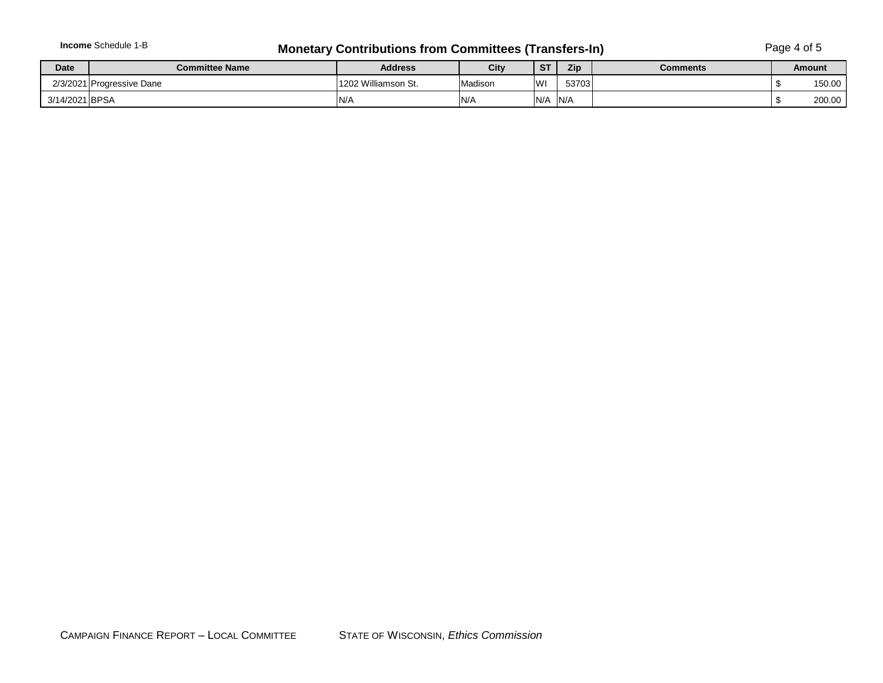**Income** Schedule 1-B

## Monetary Contributions from Committees (Transfers-In)

| Date | Committee Name | Address | City | ST | Zip | Comments | Amount |
|---|---|---|---|---|---|---|---|
| 2/3/2021 | Progressive Dane | 1202 Williamson St. | Madison | WI | 53703 | | $ 150.00 |
| 3/14/2021 | BPSA | N/A | N/A | N/A | N/A | | $ 200.00 |

CAMPAIGN FINANCE REPORT – LOCAL COMMITTEE STATE OF WISCONSIN, *Ethics Commission*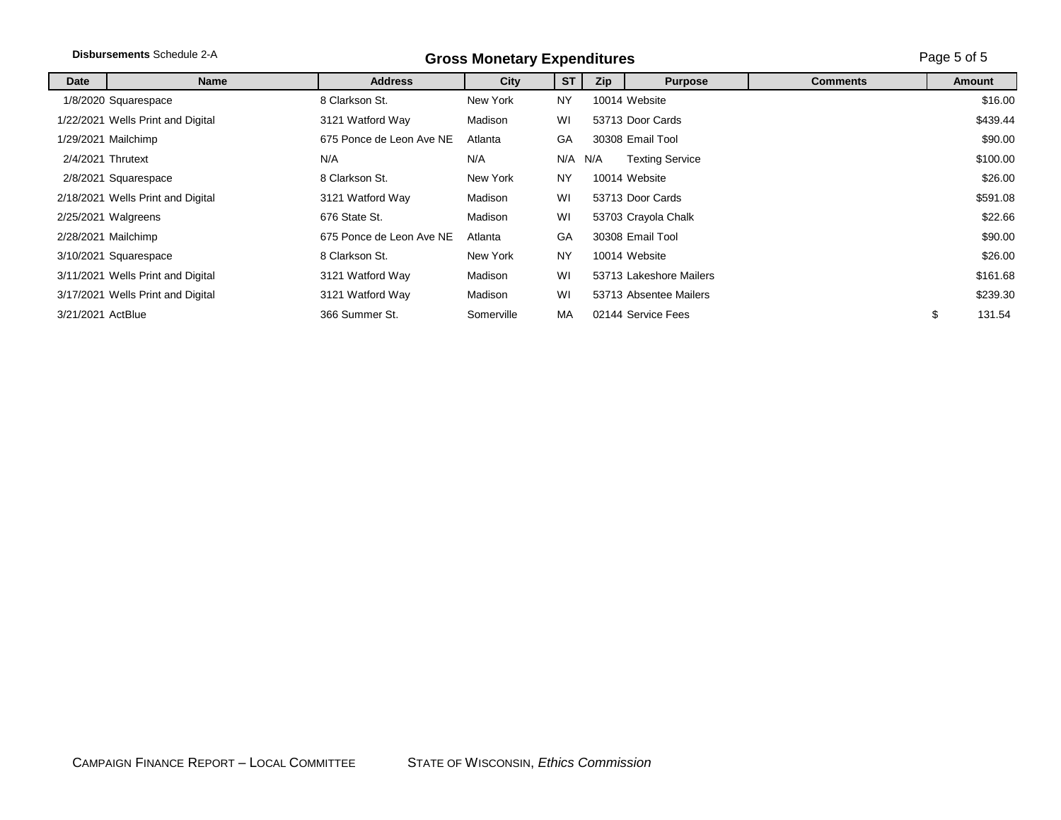**Disbursements** Schedule 2-A

## Gross Monetary Expenditures

| Date | Name | Address | City | ST | Zip | Purpose | Comments | Amount |
|---|---|---|---|---|---|---|---|---|
| 1/8/2020 | Squarespace | 8 Clarkson St. | New York | NY | 10014 | Website | | $16.00 |
| 1/22/2021 | Wells Print and Digital | 3121 Watford Way | Madison | WI | 53713 | Door Cards | | $439.44 |
| 1/29/2021 | Mailchimp | 675 Ponce de Leon Ave NE | Atlanta | GA | 30308 | Email Tool | | $90.00 |
| 2/4/2021 | Thrutext | N/A | N/A | N/A | N/A | Texting Service | | $100.00 |
| 2/8/2021 | Squarespace | 8 Clarkson St. | New York | NY | 10014 | Website | | $26.00 |
| 2/18/2021 | Wells Print and Digital | 3121 Watford Way | Madison | WI | 53713 | Door Cards | | $591.08 |
| 2/25/2021 | Walgreens | 676 State St. | Madison | WI | 53703 | Crayola Chalk | | $22.66 |
| 2/28/2021 | Mailchimp | 675 Ponce de Leon Ave NE | Atlanta | GA | 30308 | Email Tool | | $90.00 |
| 3/10/2021 | Squarespace | 8 Clarkson St. | New York | NY | 10014 | Website | | $26.00 |
| 3/11/2021 | Wells Print and Digital | 3121 Watford Way | Madison | WI | 53713 | Lakeshore Mailers | | $161.68 |
| 3/17/2021 | Wells Print and Digital | 3121 Watford Way | Madison | WI | 53713 | Absentee Mailers | | $239.30 |
| 3/21/2021 | ActBlue | 366 Summer St. | Somerville | MA | 02144 | Service Fees | | $ 131.54 |

CAMPAIGN FINANCE REPORT – LOCAL COMMITTEE STATE OF WISCONSIN, *Ethics Commission*